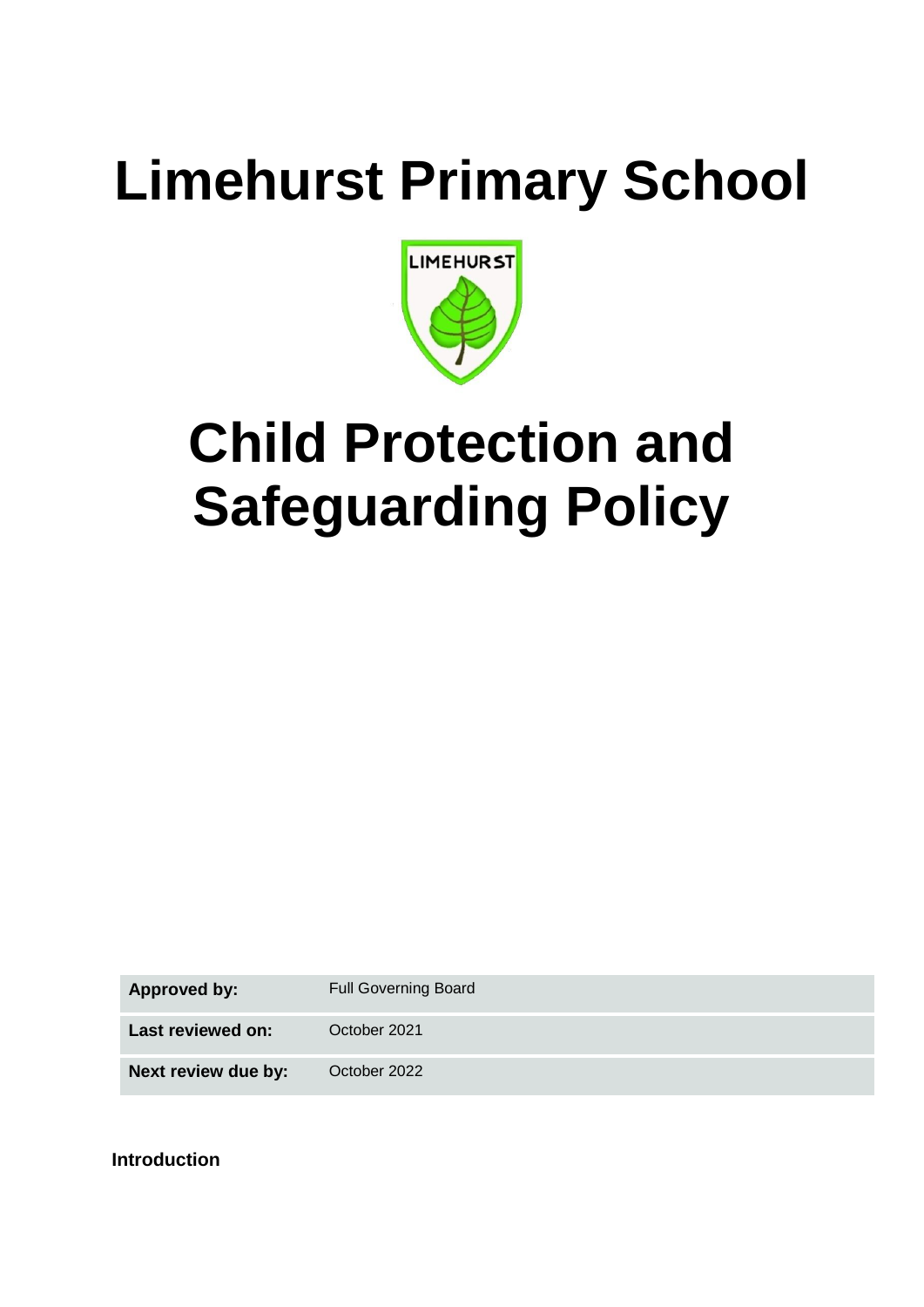# Limehurst Primary School

# Child Protection and Safeguarding Policy

| Approved by: | Full Governing Board |
| --- | --- |
| Last reviewed on: | October 2021 |
| Next review due by: | October 2022 |

**Introduction**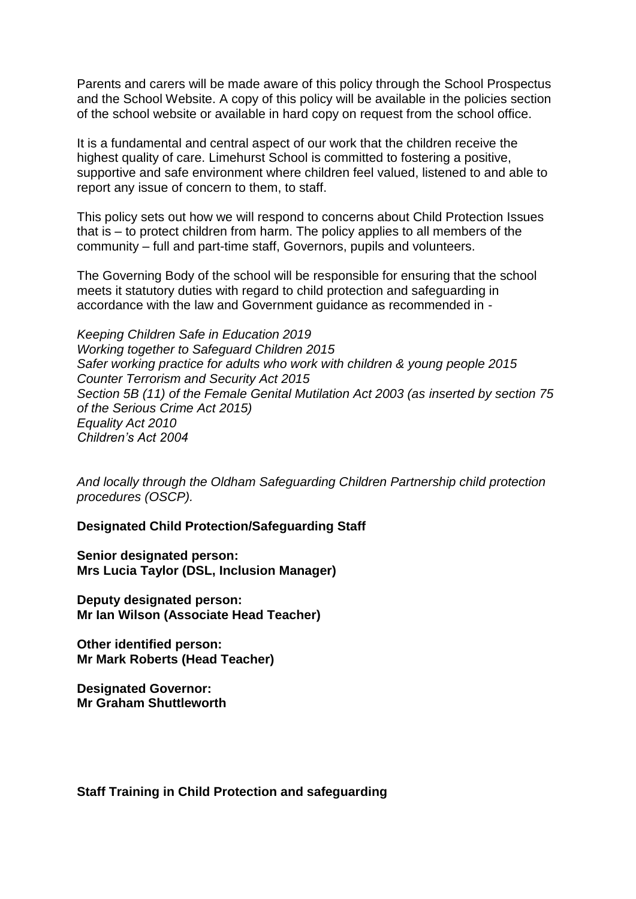Parents and carers will be made aware of this policy through the School Prospectus and the School Website. A copy of this policy will be available in the policies section of the school website or available in hard copy on request from the school office.

It is a fundamental and central aspect of our work that the children receive the highest quality of care. Limehurst School is committed to fostering a positive, supportive and safe environment where children feel valued, listened to and able to report any issue of concern to them, to staff.

This policy sets out how we will respond to concerns about Child Protection Issues that is – to protect children from harm. The policy applies to all members of the community – full and part-time staff, Governors, pupils and volunteers.

The Governing Body of the school will be responsible for ensuring that the school meets it statutory duties with regard to child protection and safeguarding in accordance with the law and Government guidance as recommended in -

*Keeping Children Safe in Education 2019*
*Working together to Safeguard Children 2015*
*Safer working practice for adults who work with children & young people 2015*
*Counter Terrorism and Security Act 2015*
*Section 5B (11) of the Female Genital Mutilation Act 2003 (as inserted by section 75 of the Serious Crime Act 2015)*
*Equality Act 2010*
*Children's Act 2004*

*And locally through the Oldham Safeguarding Children Partnership child protection procedures (OSCP).*

**Designated Child Protection/Safeguarding Staff**

**Senior designated person:**
**Mrs Lucia Taylor (DSL, Inclusion Manager)**

**Deputy designated person:**
**Mr Ian Wilson (Associate Head Teacher)**

**Other identified person:**
**Mr Mark Roberts (Head Teacher)**

**Designated Governor:**
**Mr Graham Shuttleworth**

**Staff Training in Child Protection and safeguarding**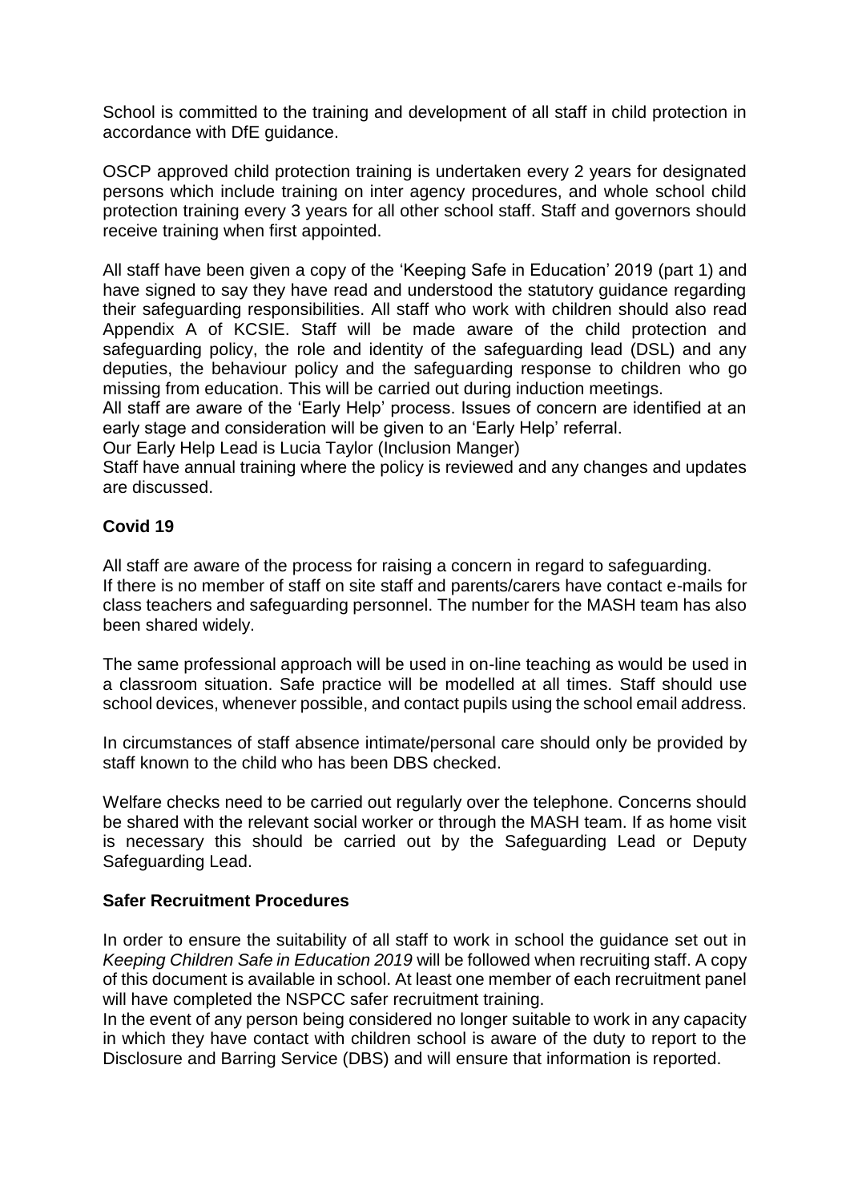School is committed to the training and development of all staff in child protection in accordance with DfE guidance.

OSCP approved child protection training is undertaken every 2 years for designated persons which include training on inter agency procedures, and whole school child protection training every 3 years for all other school staff. Staff and governors should receive training when first appointed.

All staff have been given a copy of the 'Keeping Safe in Education' 2019 (part 1) and have signed to say they have read and understood the statutory guidance regarding their safeguarding responsibilities. All staff who work with children should also read Appendix A of KCSIE. Staff will be made aware of the child protection and safeguarding policy, the role and identity of the safeguarding lead (DSL) and any deputies, the behaviour policy and the safeguarding response to children who go missing from education. This will be carried out during induction meetings.

All staff are aware of the 'Early Help' process. Issues of concern are identified at an early stage and consideration will be given to an 'Early Help' referral.

Our Early Help Lead is Lucia Taylor (Inclusion Manger)

Staff have annual training where the policy is reviewed and any changes and updates are discussed.

## Covid 19

All staff are aware of the process for raising a concern in regard to safeguarding.
If there is no member of staff on site staff and parents/carers have contact e-mails for class teachers and safeguarding personnel. The number for the MASH team has also been shared widely.

The same professional approach will be used in on-line teaching as would be used in a classroom situation. Safe practice will be modelled at all times. Staff should use school devices, whenever possible, and contact pupils using the school email address.

In circumstances of staff absence intimate/personal care should only be provided by staff known to the child who has been DBS checked.

Welfare checks need to be carried out regularly over the telephone. Concerns should be shared with the relevant social worker or through the MASH team. If as home visit is necessary this should be carried out by the Safeguarding Lead or Deputy Safeguarding Lead.

## Safer Recruitment Procedures

In order to ensure the suitability of all staff to work in school the guidance set out in *Keeping Children Safe in Education 2019* will be followed when recruiting staff. A copy of this document is available in school. At least one member of each recruitment panel will have completed the NSPCC safer recruitment training.

In the event of any person being considered no longer suitable to work in any capacity in which they have contact with children school is aware of the duty to report to the Disclosure and Barring Service (DBS) and will ensure that information is reported.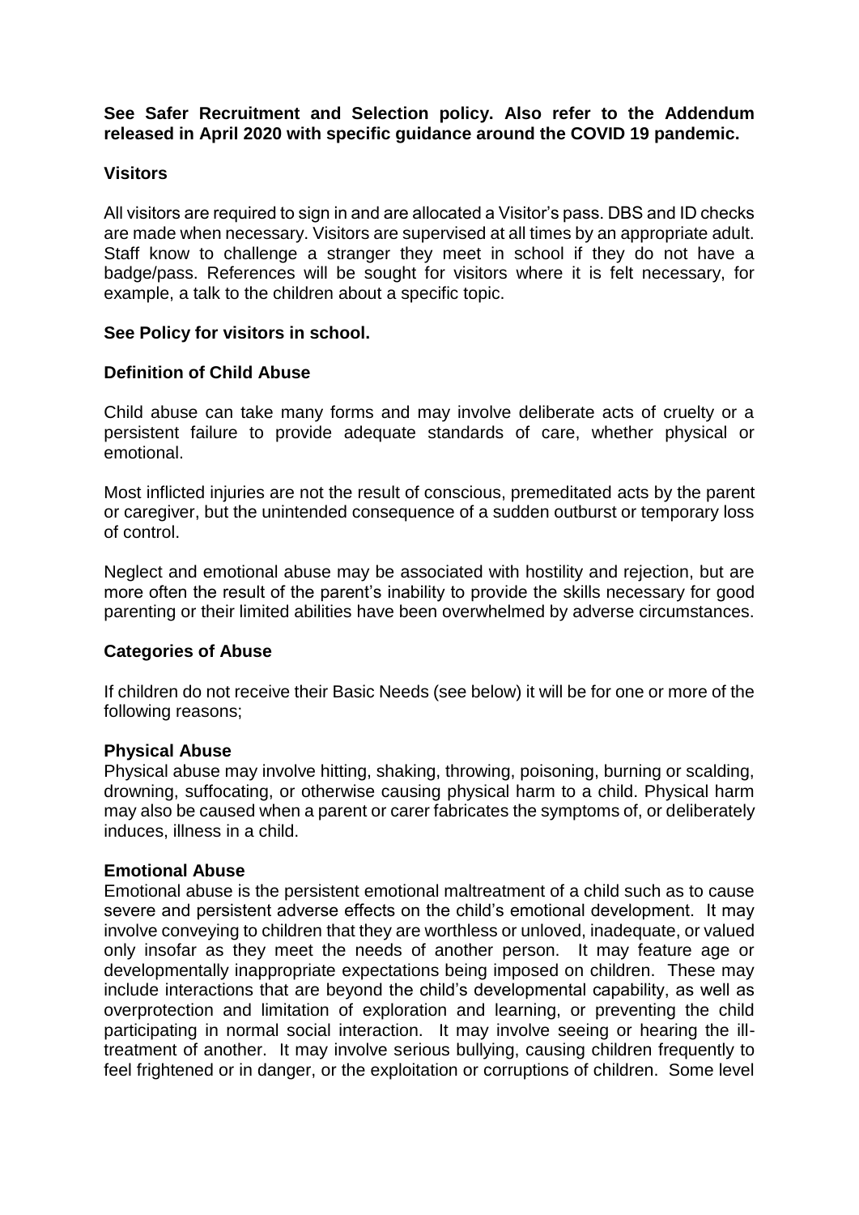**See Safer Recruitment and Selection policy. Also refer to the Addendum released in April 2020 with specific guidance around the COVID 19 pandemic.**

## Visitors

All visitors are required to sign in and are allocated a Visitor's pass. DBS and ID checks are made when necessary. Visitors are supervised at all times by an appropriate adult. Staff know to challenge a stranger they meet in school if they do not have a badge/pass. References will be sought for visitors where it is felt necessary, for example, a talk to the children about a specific topic.

**See Policy for visitors in school.**

## Definition of Child Abuse

Child abuse can take many forms and may involve deliberate acts of cruelty or a persistent failure to provide adequate standards of care, whether physical or emotional.

Most inflicted injuries are not the result of conscious, premeditated acts by the parent or caregiver, but the unintended consequence of a sudden outburst or temporary loss of control.

Neglect and emotional abuse may be associated with hostility and rejection, but are more often the result of the parent's inability to provide the skills necessary for good parenting or their limited abilities have been overwhelmed by adverse circumstances.

## Categories of Abuse

If children do not receive their Basic Needs (see below) it will be for one or more of the following reasons;

### Physical Abuse

Physical abuse may involve hitting, shaking, throwing, poisoning, burning or scalding, drowning, suffocating, or otherwise causing physical harm to a child. Physical harm may also be caused when a parent or carer fabricates the symptoms of, or deliberately induces, illness in a child.

### Emotional Abuse

Emotional abuse is the persistent emotional maltreatment of a child such as to cause severe and persistent adverse effects on the child's emotional development. It may involve conveying to children that they are worthless or unloved, inadequate, or valued only insofar as they meet the needs of another person. It may feature age or developmentally inappropriate expectations being imposed on children. These may include interactions that are beyond the child's developmental capability, as well as overprotection and limitation of exploration and learning, or preventing the child participating in normal social interaction. It may involve seeing or hearing the ill-treatment of another. It may involve serious bullying, causing children frequently to feel frightened or in danger, or the exploitation or corruptions of children. Some level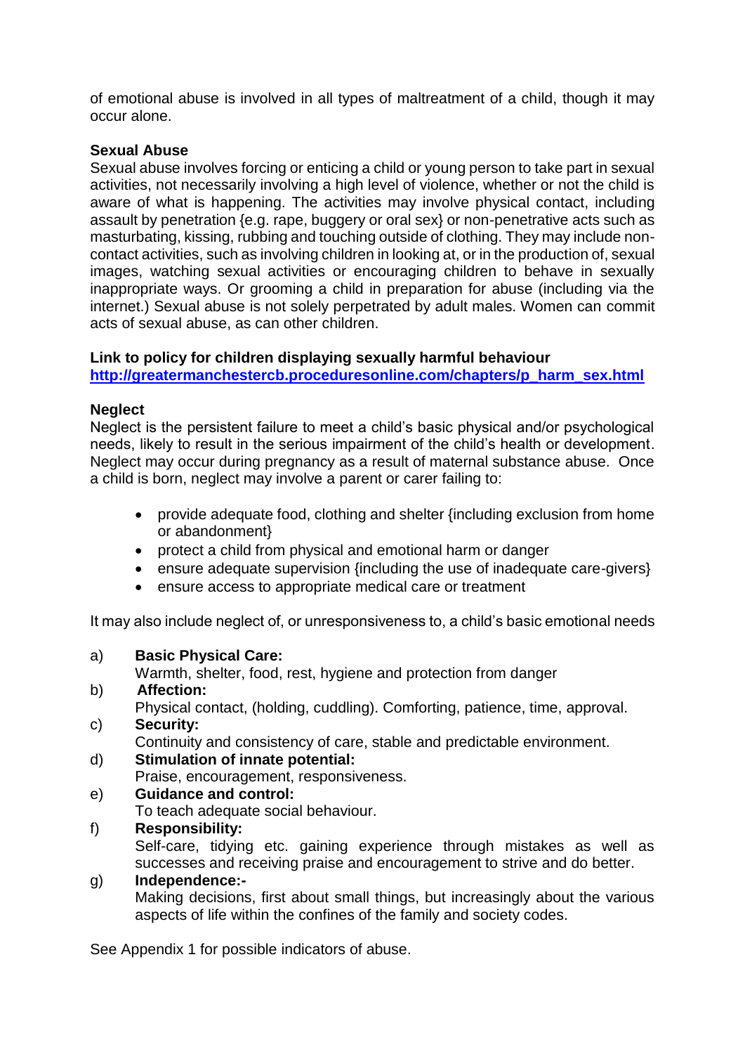of emotional abuse is involved in all types of maltreatment of a child, though it may occur alone.

**Sexual Abuse**

Sexual abuse involves forcing or enticing a child or young person to take part in sexual activities, not necessarily involving a high level of violence, whether or not the child is aware of what is happening. The activities may involve physical contact, including assault by penetration {e.g. rape, buggery or oral sex} or non-penetrative acts such as masturbating, kissing, rubbing and touching outside of clothing. They may include non-contact activities, such as involving children in looking at, or in the production of, sexual images, watching sexual activities or encouraging children to behave in sexually inappropriate ways. Or grooming a child in preparation for abuse (including via the internet.) Sexual abuse is not solely perpetrated by adult males. Women can commit acts of sexual abuse, as can other children.

**Link to policy for children displaying sexually harmful behaviour**
**[http://greatermanchestercb.proceduresonline.com/chapters/p_harm_sex.html](http://greatermanchestercb.proceduresonline.com/chapters/p_harm_sex.html)**

**Neglect**

Neglect is the persistent failure to meet a child's basic physical and/or psychological needs, likely to result in the serious impairment of the child's health or development. Neglect may occur during pregnancy as a result of maternal substance abuse. Once a child is born, neglect may involve a parent or carer failing to:

- provide adequate food, clothing and shelter {including exclusion from home or abandonment}
- protect a child from physical and emotional harm or danger
- ensure adequate supervision {including the use of inadequate care-givers}
- ensure access to appropriate medical care or treatment

It may also include neglect of, or unresponsiveness to, a child's basic emotional needs

a) **Basic Physical Care:**
Warmth, shelter, food, rest, hygiene and protection from danger

b) **Affection:**
Physical contact, (holding, cuddling). Comforting, patience, time, approval.

c) **Security:**
Continuity and consistency of care, stable and predictable environment.

d) **Stimulation of innate potential:**
Praise, encouragement, responsiveness.

e) **Guidance and control:**
To teach adequate social behaviour.

f) **Responsibility:**
Self-care, tidying etc. gaining experience through mistakes as well as successes and receiving praise and encouragement to strive and do better.

g) **Independence:-**
Making decisions, first about small things, but increasingly about the various aspects of life within the confines of the family and society codes.

See Appendix 1 for possible indicators of abuse.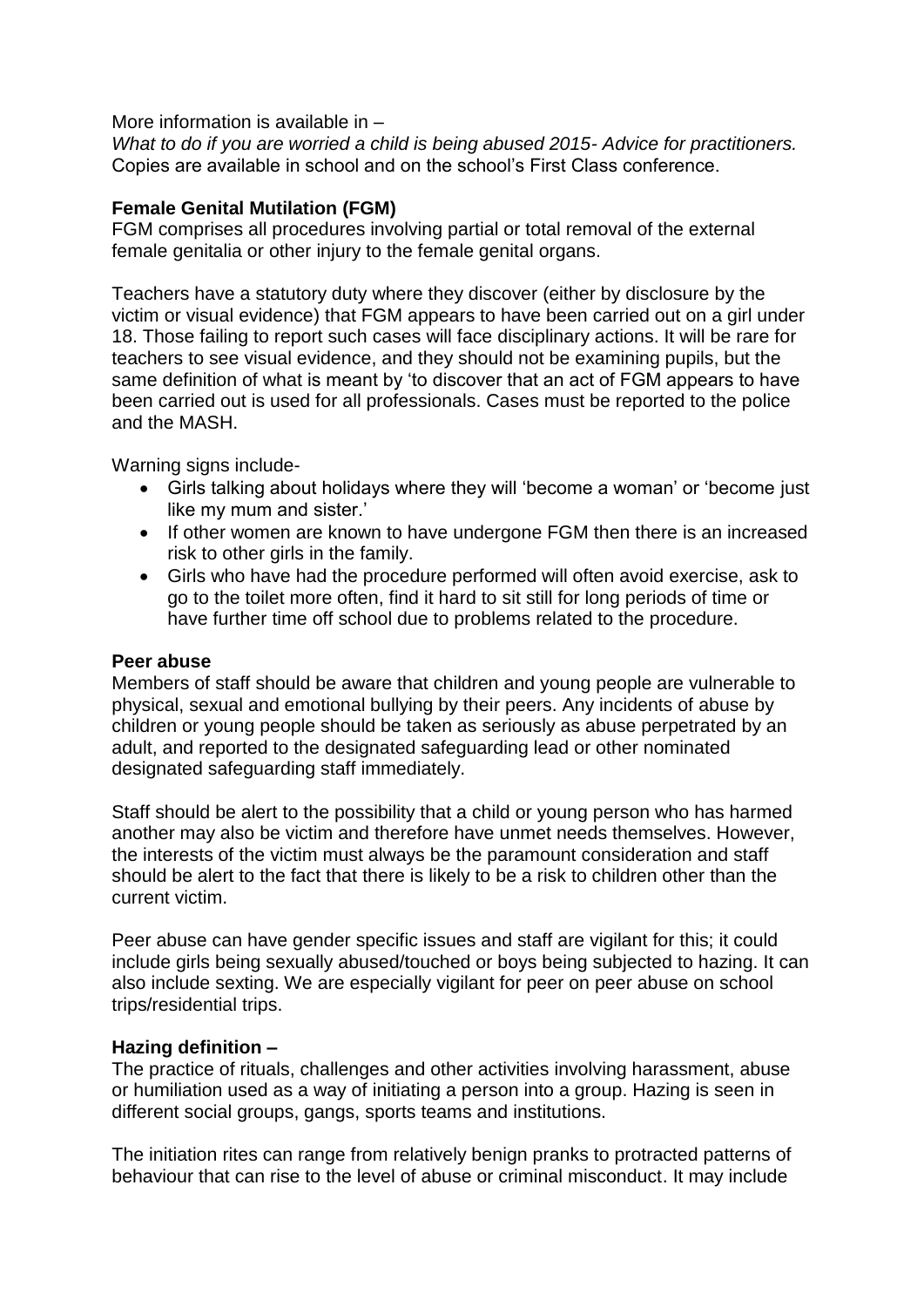More information is available in –

*What to do if you are worried a child is being abused 2015- Advice for practitioners.* Copies are available in school and on the school's First Class conference.

**Female Genital Mutilation (FGM)**

FGM comprises all procedures involving partial or total removal of the external female genitalia or other injury to the female genital organs.

Teachers have a statutory duty where they discover (either by disclosure by the victim or visual evidence) that FGM appears to have been carried out on a girl under 18. Those failing to report such cases will face disciplinary actions. It will be rare for teachers to see visual evidence, and they should not be examining pupils, but the same definition of what is meant by 'to discover that an act of FGM appears to have been carried out is used for all professionals. Cases must be reported to the police and the MASH.

Warning signs include-

- Girls talking about holidays where they will 'become a woman' or 'become just like my mum and sister.'
- If other women are known to have undergone FGM then there is an increased risk to other girls in the family.
- Girls who have had the procedure performed will often avoid exercise, ask to go to the toilet more often, find it hard to sit still for long periods of time or have further time off school due to problems related to the procedure.

**Peer abuse**

Members of staff should be aware that children and young people are vulnerable to physical, sexual and emotional bullying by their peers. Any incidents of abuse by children or young people should be taken as seriously as abuse perpetrated by an adult, and reported to the designated safeguarding lead or other nominated designated safeguarding staff immediately.

Staff should be alert to the possibility that a child or young person who has harmed another may also be victim and therefore have unmet needs themselves. However, the interests of the victim must always be the paramount consideration and staff should be alert to the fact that there is likely to be a risk to children other than the current victim.

Peer abuse can have gender specific issues and staff are vigilant for this; it could include girls being sexually abused/touched or boys being subjected to hazing. It can also include sexting. We are especially vigilant for peer on peer abuse on school trips/residential trips.

**Hazing definition –**

The practice of rituals, challenges and other activities involving harassment, abuse or humiliation used as a way of initiating a person into a group. Hazing is seen in different social groups, gangs, sports teams and institutions.

The initiation rites can range from relatively benign pranks to protracted patterns of behaviour that can rise to the level of abuse or criminal misconduct. It may include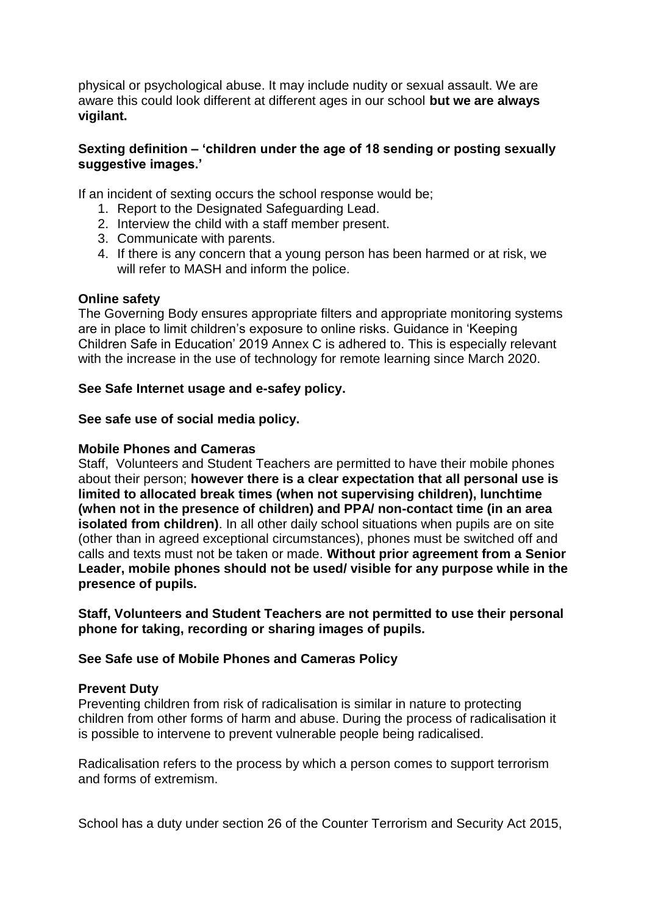physical or psychological abuse. It may include nudity or sexual assault. We are aware this could look different at different ages in our school **but we are always vigilant.**

**Sexting definition – 'children under the age of 18 sending or posting sexually suggestive images.'**

If an incident of sexting occurs the school response would be;

1. Report to the Designated Safeguarding Lead.
2. Interview the child with a staff member present.
3. Communicate with parents.
4. If there is any concern that a young person has been harmed or at risk, we will refer to MASH and inform the police.

**Online safety**

The Governing Body ensures appropriate filters and appropriate monitoring systems are in place to limit children's exposure to online risks. Guidance in 'Keeping Children Safe in Education' 2019 Annex C is adhered to. This is especially relevant with the increase in the use of technology for remote learning since March 2020.

**See Safe Internet usage and e-safey policy.**

**See safe use of social media policy.**

**Mobile Phones and Cameras**

Staff, Volunteers and Student Teachers are permitted to have their mobile phones about their person; **however there is a clear expectation that all personal use is limited to allocated break times (when not supervising children), lunchtime (when not in the presence of children) and PPA/ non-contact time (in an area isolated from children)**. In all other daily school situations when pupils are on site (other than in agreed exceptional circumstances), phones must be switched off and calls and texts must not be taken or made. **Without prior agreement from a Senior Leader, mobile phones should not be used/ visible for any purpose while in the presence of pupils.**

**Staff, Volunteers and Student Teachers are not permitted to use their personal phone for taking, recording or sharing images of pupils.**

**See Safe use of Mobile Phones and Cameras Policy**

**Prevent Duty**

Preventing children from risk of radicalisation is similar in nature to protecting children from other forms of harm and abuse. During the process of radicalisation it is possible to intervene to prevent vulnerable people being radicalised.

Radicalisation refers to the process by which a person comes to support terrorism and forms of extremism.

School has a duty under section 26 of the Counter Terrorism and Security Act 2015,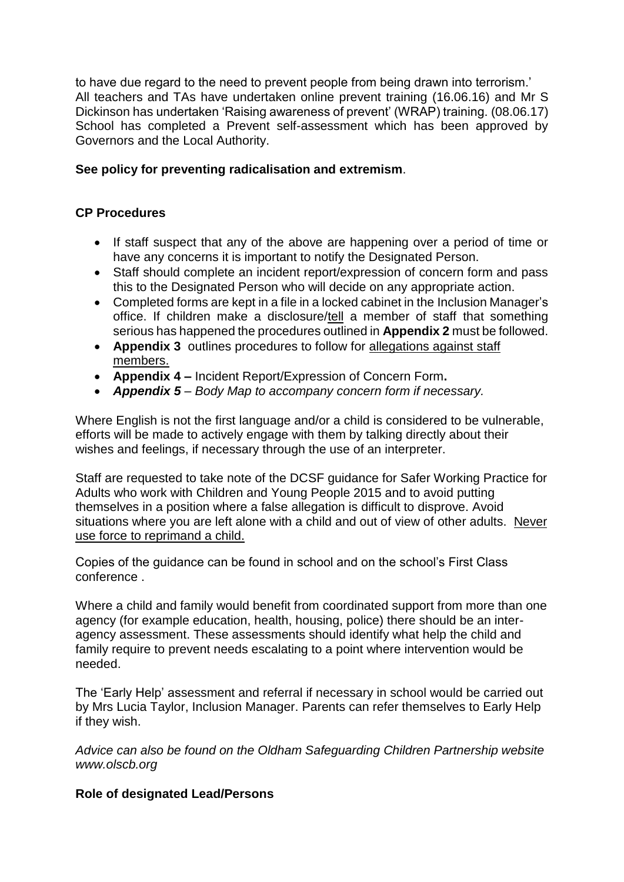to have due regard to the need to prevent people from being drawn into terrorism.'
All teachers and TAs have undertaken online prevent training (16.06.16) and Mr S Dickinson has undertaken 'Raising awareness of prevent' (WRAP) training. (08.06.17) School has completed a Prevent self-assessment which has been approved by Governors and the Local Authority.

**See policy for preventing radicalisation and extremism**.

**CP Procedures**

- If staff suspect that any of the above are happening over a period of time or have any concerns it is important to notify the Designated Person.
- Staff should complete an incident report/expression of concern form and pass this to the Designated Person who will decide on any appropriate action.
- Completed forms are kept in a file in a locked cabinet in the Inclusion Manager's office. If children make a disclosure/tell a member of staff that something serious has happened the procedures outlined in **Appendix 2** must be followed.
- **Appendix 3** outlines procedures to follow for allegations against staff members.
- **Appendix 4 –** Incident Report/Expression of Concern Form**.**
- ***Appendix 5*** *– Body Map to accompany concern form if necessary.*

Where English is not the first language and/or a child is considered to be vulnerable, efforts will be made to actively engage with them by talking directly about their wishes and feelings, if necessary through the use of an interpreter.

Staff are requested to take note of the DCSF guidance for Safer Working Practice for Adults who work with Children and Young People 2015 and to avoid putting themselves in a position where a false allegation is difficult to disprove. Avoid situations where you are left alone with a child and out of view of other adults. Never use force to reprimand a child.

Copies of the guidance can be found in school and on the school's First Class conference .

Where a child and family would benefit from coordinated support from more than one agency (for example education, health, housing, police) there should be an inter-agency assessment. These assessments should identify what help the child and family require to prevent needs escalating to a point where intervention would be needed.

The 'Early Help' assessment and referral if necessary in school would be carried out by Mrs Lucia Taylor, Inclusion Manager. Parents can refer themselves to Early Help if they wish.

*Advice can also be found on the Oldham Safeguarding Children Partnership website www.olscb.org*

**Role of designated Lead/Persons**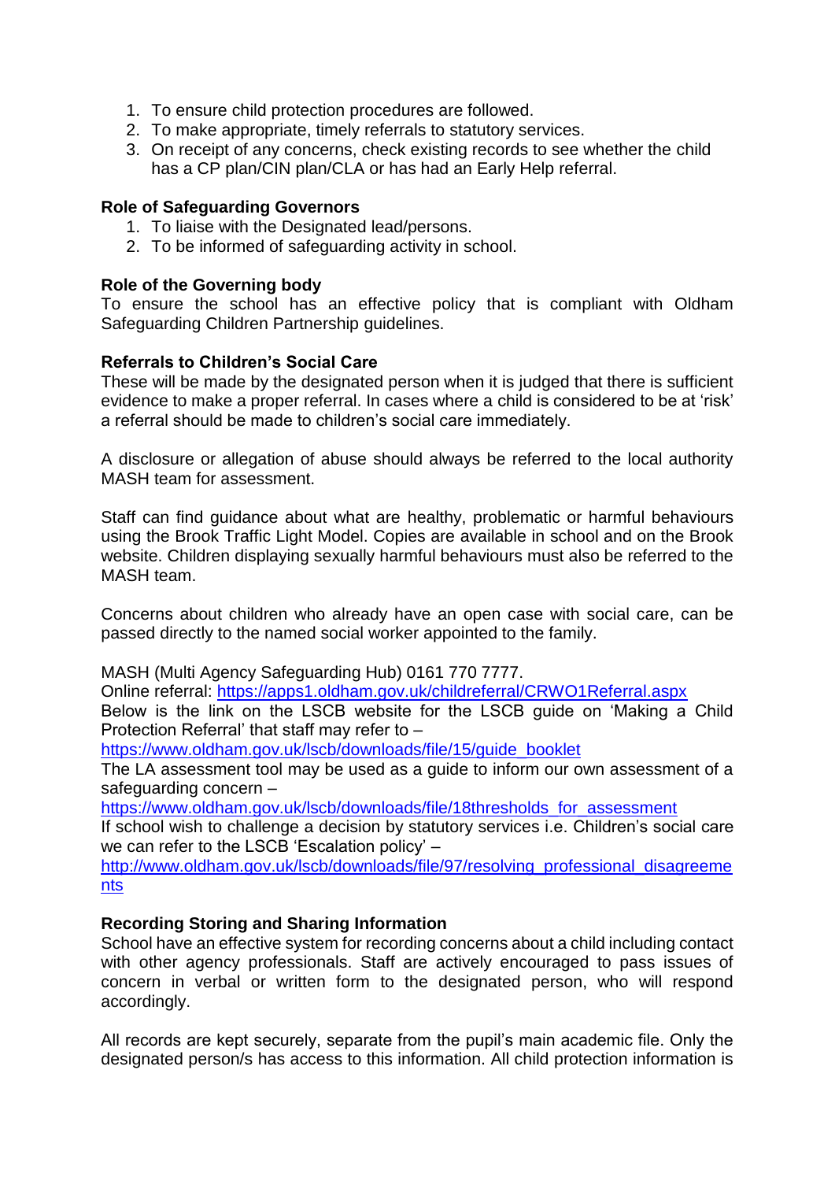1. To ensure child protection procedures are followed.
2. To make appropriate, timely referrals to statutory services.
3. On receipt of any concerns, check existing records to see whether the child has a CP plan/CIN plan/CLA or has had an Early Help referral.

**Role of Safeguarding Governors**

1. To liaise with the Designated lead/persons.
2. To be informed of safeguarding activity in school.

**Role of the Governing body**

To ensure the school has an effective policy that is compliant with Oldham Safeguarding Children Partnership guidelines.

**Referrals to Children's Social Care**

These will be made by the designated person when it is judged that there is sufficient evidence to make a proper referral. In cases where a child is considered to be at 'risk' a referral should be made to children's social care immediately.

A disclosure or allegation of abuse should always be referred to the local authority MASH team for assessment.

Staff can find guidance about what are healthy, problematic or harmful behaviours using the Brook Traffic Light Model. Copies are available in school and on the Brook website. Children displaying sexually harmful behaviours must also be referred to the MASH team.

Concerns about children who already have an open case with social care, can be passed directly to the named social worker appointed to the family.

MASH (Multi Agency Safeguarding Hub) 0161 770 7777.
Online referral: https://apps1.oldham.gov.uk/childreferral/CRWO1Referral.aspx
Below is the link on the LSCB website for the LSCB guide on 'Making a Child Protection Referral' that staff may refer to –
https://www.oldham.gov.uk/lscb/downloads/file/15/guide_booklet
The LA assessment tool may be used as a guide to inform our own assessment of a safeguarding concern –
https://www.oldham.gov.uk/lscb/downloads/file/18thresholds_for_assessment
If school wish to challenge a decision by statutory services i.e. Children's social care we can refer to the LSCB 'Escalation policy' –
http://www.oldham.gov.uk/lscb/downloads/file/97/resolving_professional_disagreements

**Recording Storing and Sharing Information**

School have an effective system for recording concerns about a child including contact with other agency professionals. Staff are actively encouraged to pass issues of concern in verbal or written form to the designated person, who will respond accordingly.

All records are kept securely, separate from the pupil's main academic file. Only the designated person/s has access to this information. All child protection information is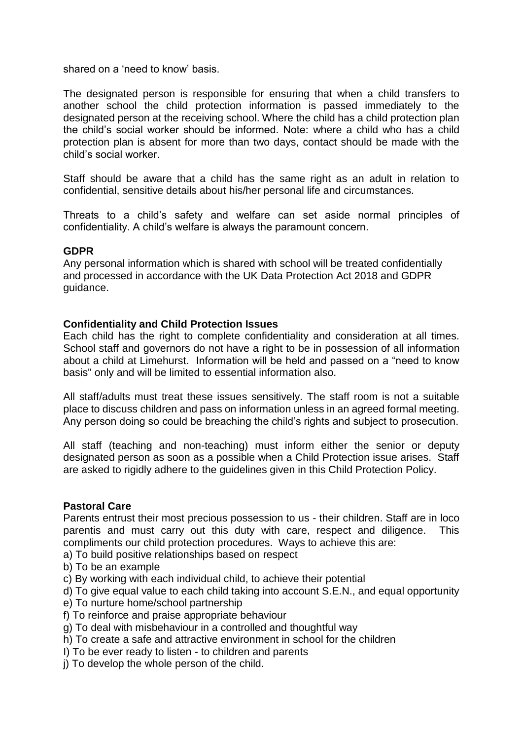shared on a 'need to know' basis.

The designated person is responsible for ensuring that when a child transfers to another school the child protection information is passed immediately to the designated person at the receiving school. Where the child has a child protection plan the child's social worker should be informed. Note: where a child who has a child protection plan is absent for more than two days, contact should be made with the child's social worker.

Staff should be aware that a child has the same right as an adult in relation to confidential, sensitive details about his/her personal life and circumstances.

Threats to a child's safety and welfare can set aside normal principles of confidentiality. A child's welfare is always the paramount concern.

**GDPR**

Any personal information which is shared with school will be treated confidentially and processed in accordance with the UK Data Protection Act 2018 and GDPR guidance.

**Confidentiality and Child Protection Issues**

Each child has the right to complete confidentiality and consideration at all times. School staff and governors do not have a right to be in possession of all information about a child at Limehurst. Information will be held and passed on a "need to know basis" only and will be limited to essential information also.

All staff/adults must treat these issues sensitively. The staff room is not a suitable place to discuss children and pass on information unless in an agreed formal meeting. Any person doing so could be breaching the child's rights and subject to prosecution.

All staff (teaching and non-teaching) must inform either the senior or deputy designated person as soon as a possible when a Child Protection issue arises. Staff are asked to rigidly adhere to the guidelines given in this Child Protection Policy.

**Pastoral Care**

Parents entrust their most precious possession to us - their children. Staff are in loco parentis and must carry out this duty with care, respect and diligence. This compliments our child protection procedures. Ways to achieve this are:

a) To build positive relationships based on respect
b) To be an example
c) By working with each individual child, to achieve their potential
d) To give equal value to each child taking into account S.E.N., and equal opportunity
e) To nurture home/school partnership
f) To reinforce and praise appropriate behaviour
g) To deal with misbehaviour in a controlled and thoughtful way
h) To create a safe and attractive environment in school for the children
I) To be ever ready to listen - to children and parents
j) To develop the whole person of the child.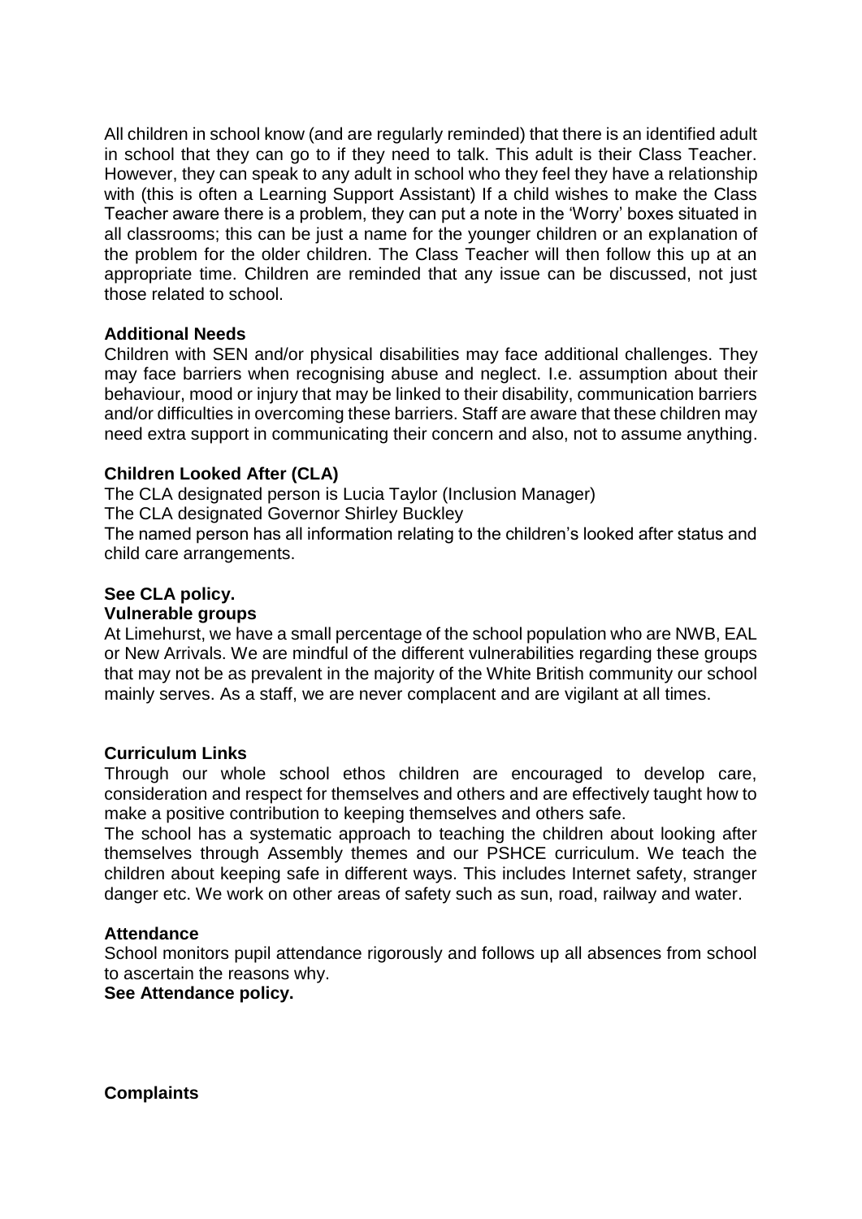All children in school know (and are regularly reminded) that there is an identified adult in school that they can go to if they need to talk. This adult is their Class Teacher. However, they can speak to any adult in school who they feel they have a relationship with (this is often a Learning Support Assistant) If a child wishes to make the Class Teacher aware there is a problem, they can put a note in the 'Worry' boxes situated in all classrooms; this can be just a name for the younger children or an explanation of the problem for the older children. The Class Teacher will then follow this up at an appropriate time. Children are reminded that any issue can be discussed, not just those related to school.

**Additional Needs**

Children with SEN and/or physical disabilities may face additional challenges. They may face barriers when recognising abuse and neglect. I.e. assumption about their behaviour, mood or injury that may be linked to their disability, communication barriers and/or difficulties in overcoming these barriers. Staff are aware that these children may need extra support in communicating their concern and also, not to assume anything.

**Children Looked After (CLA)**

The CLA designated person is Lucia Taylor (Inclusion Manager)

The CLA designated Governor Shirley Buckley

The named person has all information relating to the children's looked after status and child care arrangements.

**See CLA policy.**

**Vulnerable groups**

At Limehurst, we have a small percentage of the school population who are NWB, EAL or New Arrivals. We are mindful of the different vulnerabilities regarding these groups that may not be as prevalent in the majority of the White British community our school mainly serves. As a staff, we are never complacent and are vigilant at all times.

**Curriculum Links**

Through our whole school ethos children are encouraged to develop care, consideration and respect for themselves and others and are effectively taught how to make a positive contribution to keeping themselves and others safe.

The school has a systematic approach to teaching the children about looking after themselves through Assembly themes and our PSHCE curriculum. We teach the children about keeping safe in different ways. This includes Internet safety, stranger danger etc. We work on other areas of safety such as sun, road, railway and water.

**Attendance**

School monitors pupil attendance rigorously and follows up all absences from school to ascertain the reasons why.

**See Attendance policy.**

**Complaints**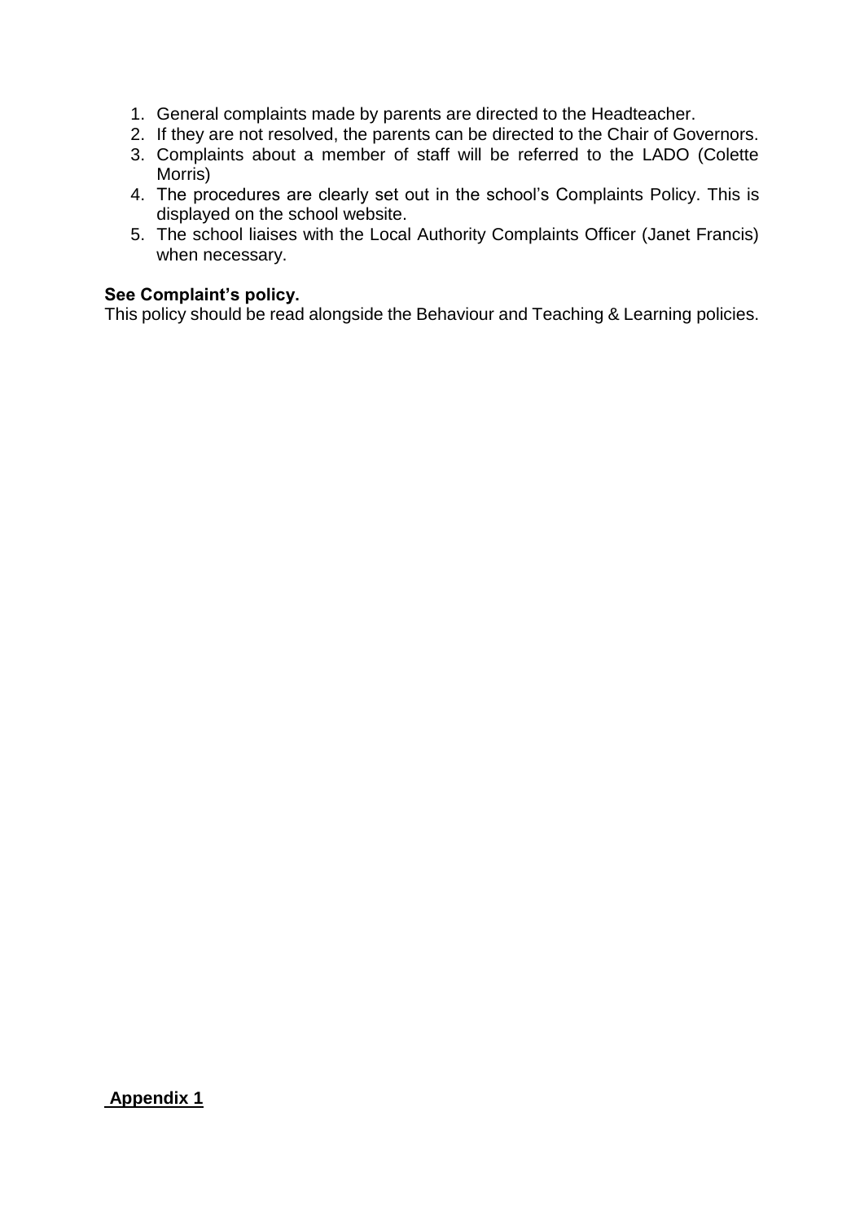1. General complaints made by parents are directed to the Headteacher.
2. If they are not resolved, the parents can be directed to the Chair of Governors.
3. Complaints about a member of staff will be referred to the LADO (Colette Morris)
4. The procedures are clearly set out in the school's Complaints Policy. This is displayed on the school website.
5. The school liaises with the Local Authority Complaints Officer (Janet Francis) when necessary.

**See Complaint's policy.**
This policy should be read alongside the Behaviour and Teaching & Learning policies.

**Appendix 1**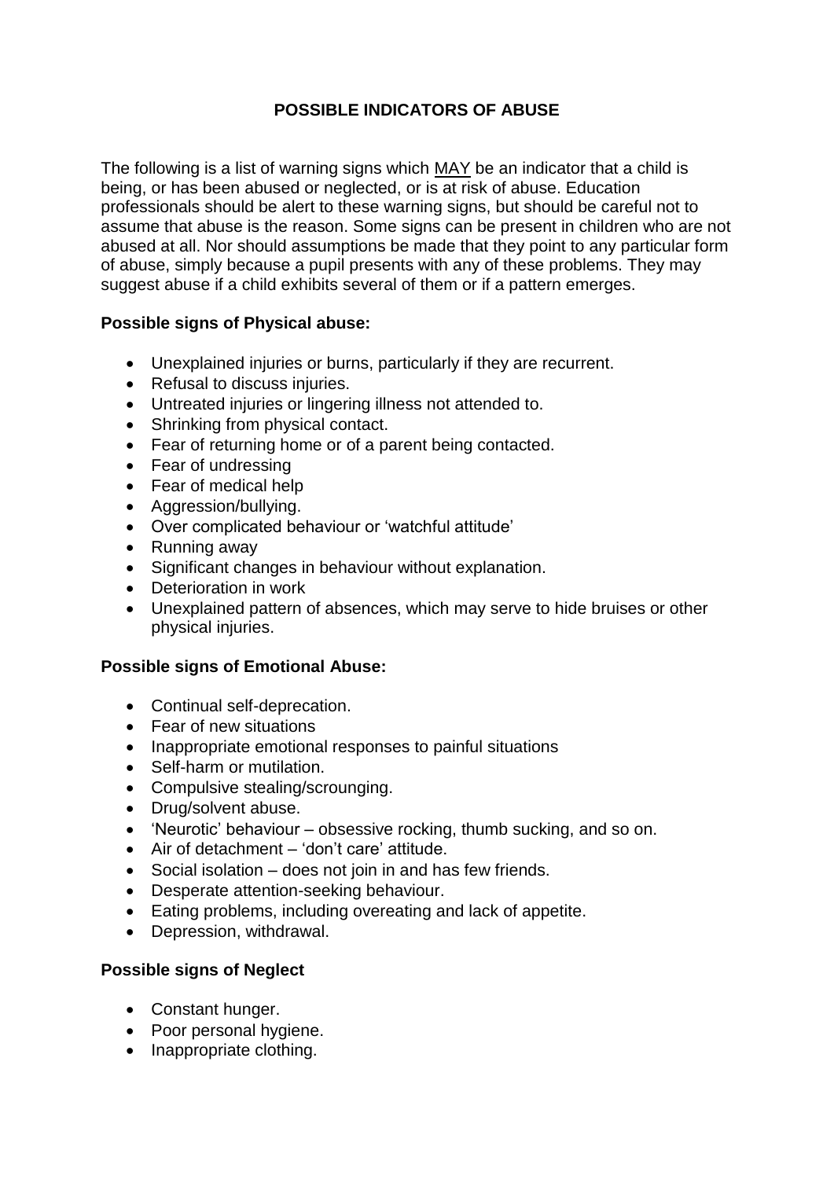# POSSIBLE INDICATORS OF ABUSE

The following is a list of warning signs which MAY be an indicator that a child is being, or has been abused or neglected, or is at risk of abuse. Education professionals should be alert to these warning signs, but should be careful not to assume that abuse is the reason. Some signs can be present in children who are not abused at all. Nor should assumptions be made that they point to any particular form of abuse, simply because a pupil presents with any of these problems. They may suggest abuse if a child exhibits several of them or if a pattern emerges.

**Possible signs of Physical abuse:**

- Unexplained injuries or burns, particularly if they are recurrent.
- Refusal to discuss injuries.
- Untreated injuries or lingering illness not attended to.
- Shrinking from physical contact.
- Fear of returning home or of a parent being contacted.
- Fear of undressing
- Fear of medical help
- Aggression/bullying.
- Over complicated behaviour or 'watchful attitude'
- Running away
- Significant changes in behaviour without explanation.
- Deterioration in work
- Unexplained pattern of absences, which may serve to hide bruises or other physical injuries.

**Possible signs of Emotional Abuse:**

- Continual self-deprecation.
- Fear of new situations
- Inappropriate emotional responses to painful situations
- Self-harm or mutilation.
- Compulsive stealing/scrounging.
- Drug/solvent abuse.
- 'Neurotic' behaviour – obsessive rocking, thumb sucking, and so on.
- Air of detachment – 'don't care' attitude.
- Social isolation – does not join in and has few friends.
- Desperate attention-seeking behaviour.
- Eating problems, including overeating and lack of appetite.
- Depression, withdrawal.

**Possible signs of Neglect**

- Constant hunger.
- Poor personal hygiene.
- Inappropriate clothing.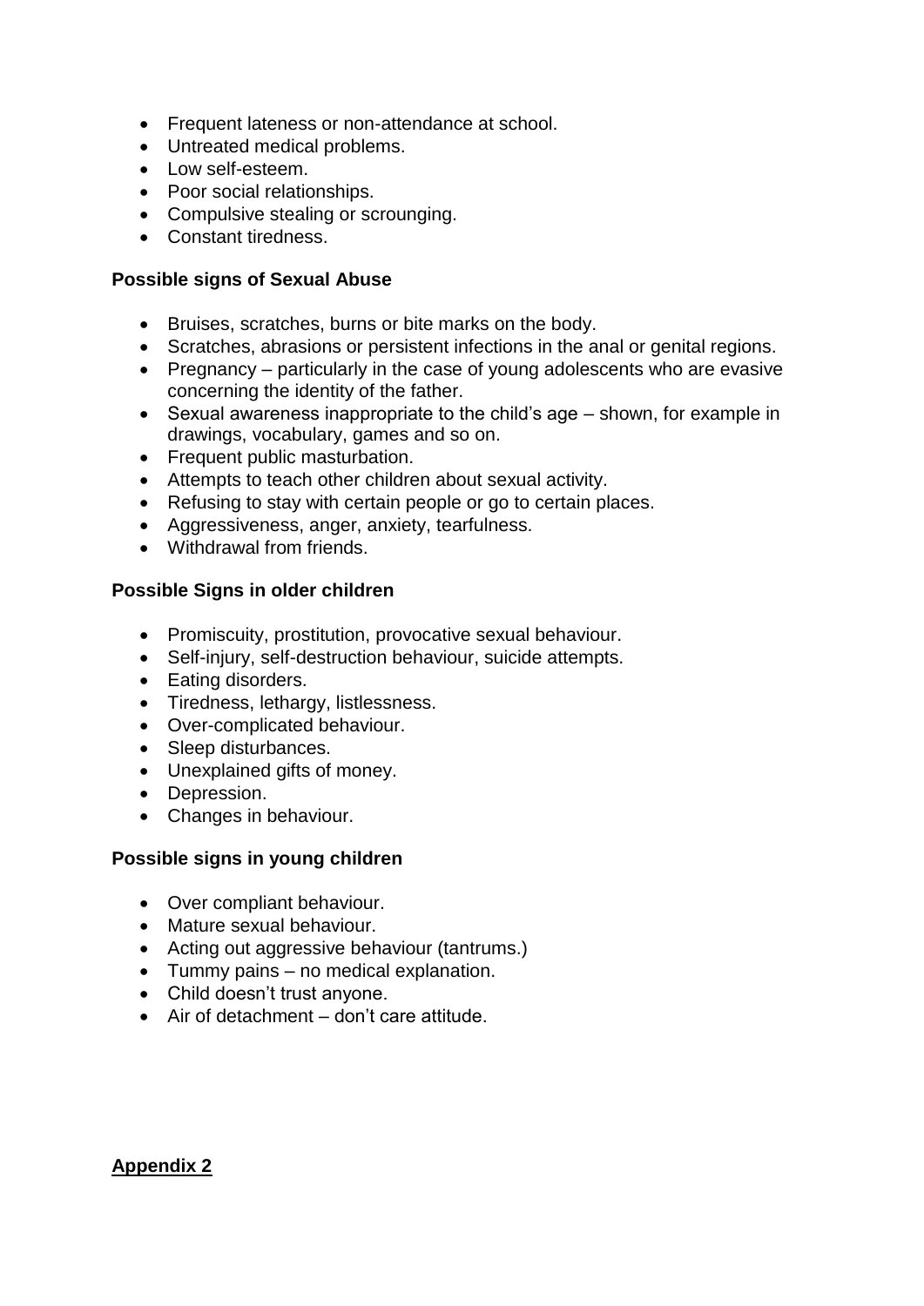- Frequent lateness or non-attendance at school.
- Untreated medical problems.
- Low self-esteem.
- Poor social relationships.
- Compulsive stealing or scrounging.
- Constant tiredness.

**Possible signs of Sexual Abuse**

- Bruises, scratches, burns or bite marks on the body.
- Scratches, abrasions or persistent infections in the anal or genital regions.
- Pregnancy – particularly in the case of young adolescents who are evasive concerning the identity of the father.
- Sexual awareness inappropriate to the child's age – shown, for example in drawings, vocabulary, games and so on.
- Frequent public masturbation.
- Attempts to teach other children about sexual activity.
- Refusing to stay with certain people or go to certain places.
- Aggressiveness, anger, anxiety, tearfulness.
- Withdrawal from friends.

**Possible Signs in older children**

- Promiscuity, prostitution, provocative sexual behaviour.
- Self-injury, self-destruction behaviour, suicide attempts.
- Eating disorders.
- Tiredness, lethargy, listlessness.
- Over-complicated behaviour.
- Sleep disturbances.
- Unexplained gifts of money.
- Depression.
- Changes in behaviour.

**Possible signs in young children**

- Over compliant behaviour.
- Mature sexual behaviour.
- Acting out aggressive behaviour (tantrums.)
- Tummy pains – no medical explanation.
- Child doesn't trust anyone.
- Air of detachment – don't care attitude.

**Appendix 2**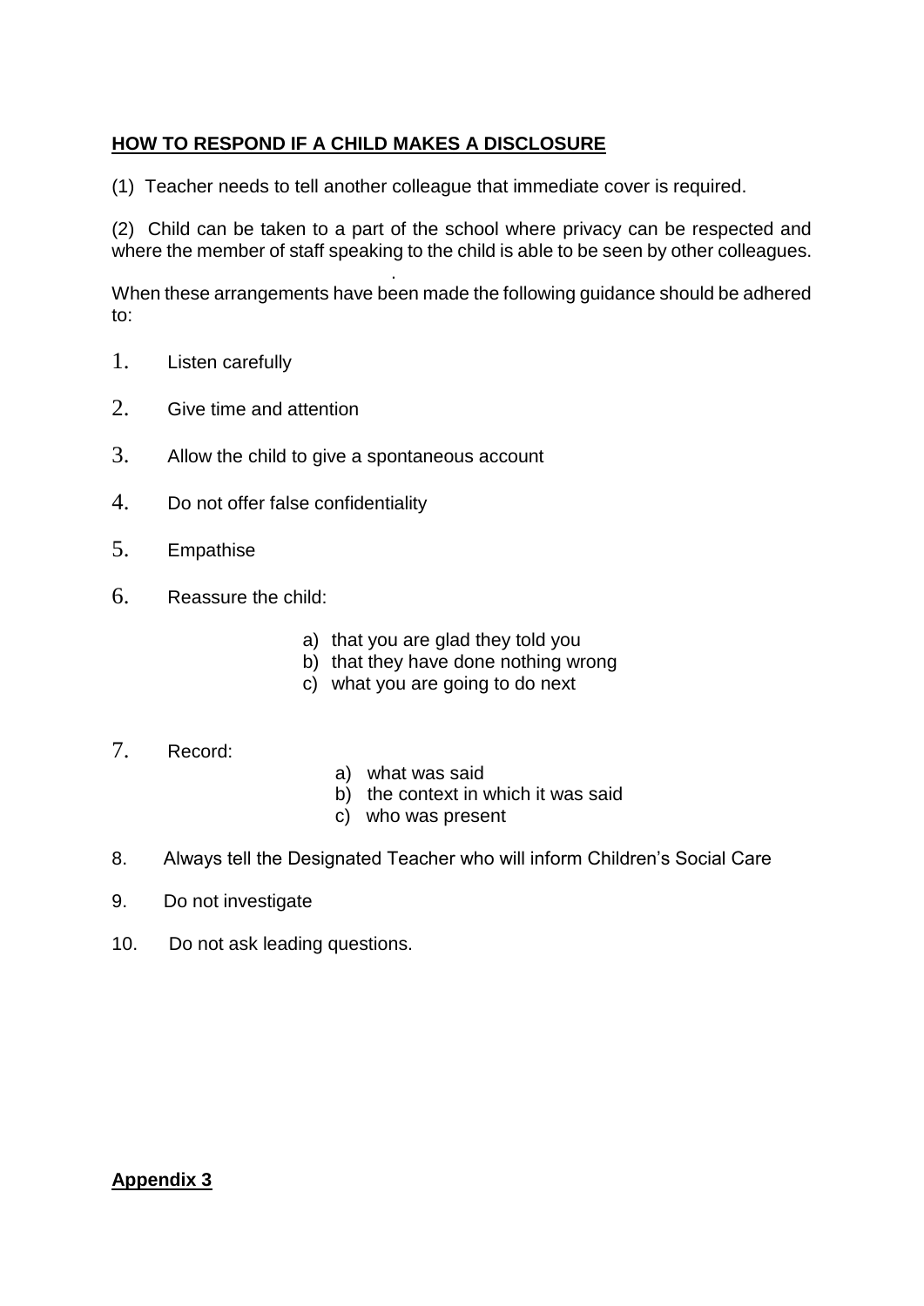## HOW TO RESPOND IF A CHILD MAKES A DISCLOSURE

(1) Teacher needs to tell another colleague that immediate cover is required.

(2) Child can be taken to a part of the school where privacy can be respected and where the member of staff speaking to the child is able to be seen by other colleagues.

When these arrangements have been made the following guidance should be adhered to:

1. Listen carefully
2. Give time and attention
3. Allow the child to give a spontaneous account
4. Do not offer false confidentiality
5. Empathise
6. Reassure the child:
   a) that you are glad they told you
   b) that they have done nothing wrong
   c) what you are going to do next
7. Record:
   a) what was said
   b) the context in which it was said
   c) who was present
8. Always tell the Designated Teacher who will inform Children's Social Care
9. Do not investigate
10. Do not ask leading questions.

**Appendix 3**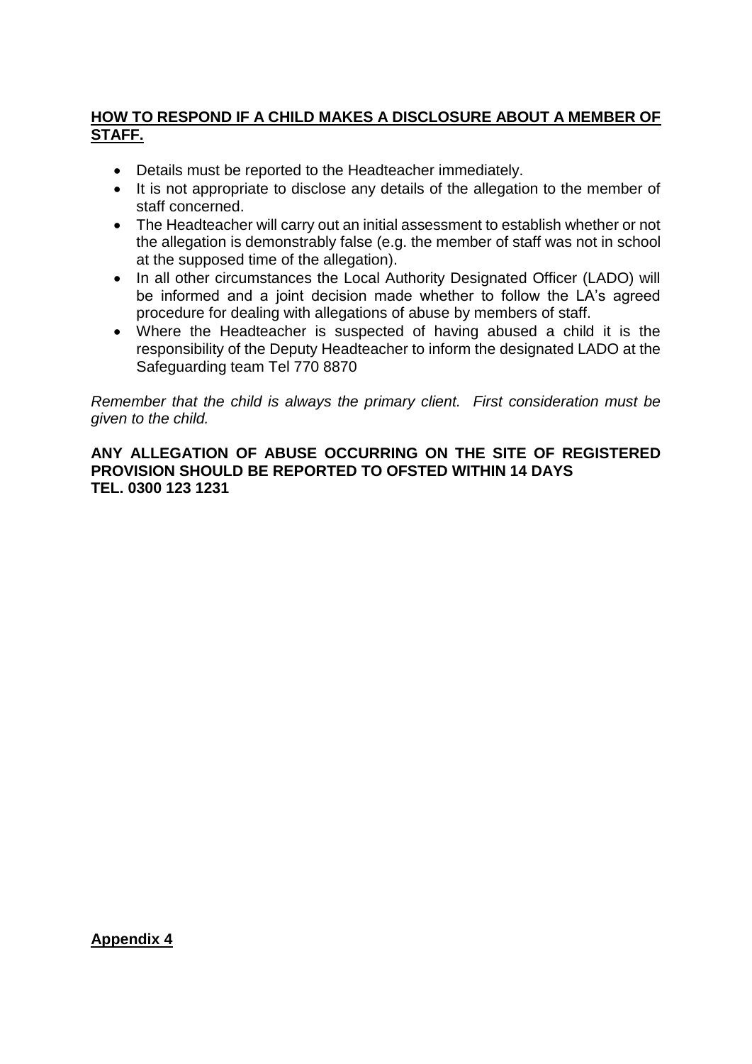## HOW TO RESPOND IF A CHILD MAKES A DISCLOSURE ABOUT A MEMBER OF STAFF.

- Details must be reported to the Headteacher immediately.
- It is not appropriate to disclose any details of the allegation to the member of staff concerned.
- The Headteacher will carry out an initial assessment to establish whether or not the allegation is demonstrably false (e.g. the member of staff was not in school at the supposed time of the allegation).
- In all other circumstances the Local Authority Designated Officer (LADO) will be informed and a joint decision made whether to follow the LA's agreed procedure for dealing with allegations of abuse by members of staff.
- Where the Headteacher is suspected of having abused a child it is the responsibility of the Deputy Headteacher to inform the designated LADO at the Safeguarding team Tel 770 8870

*Remember that the child is always the primary client. First consideration must be given to the child.*

**ANY ALLEGATION OF ABUSE OCCURRING ON THE SITE OF REGISTERED PROVISION SHOULD BE REPORTED TO OFSTED WITHIN 14 DAYS TEL. 0300 123 1231**

## Appendix 4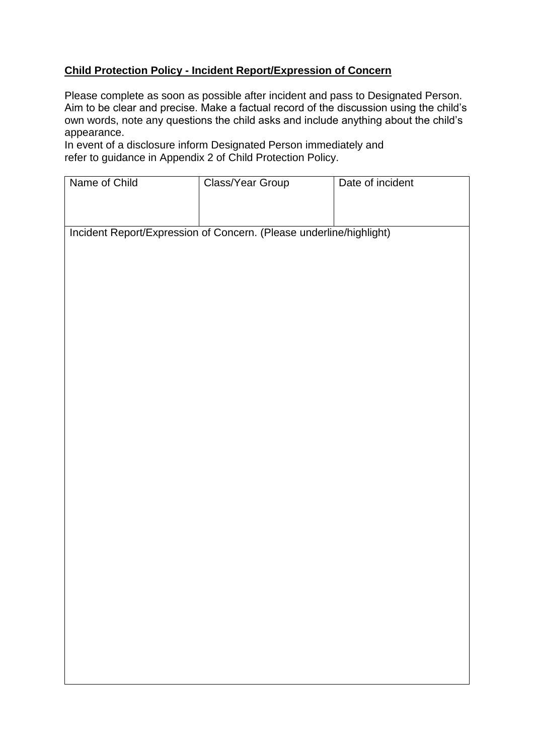**Child Protection Policy - Incident Report/Expression of Concern**

Please complete as soon as possible after incident and pass to Designated Person. Aim to be clear and precise. Make a factual record of the discussion using the child's own words, note any questions the child asks and include anything about the child's appearance.
In event of a disclosure inform Designated Person immediately and refer to guidance in Appendix 2 of Child Protection Policy.

| Name of Child | Class/Year Group | Date of incident |
| --- | --- | --- |
| | | |
| Incident Report/Expression of Concern. (Please underline/highlight) | | |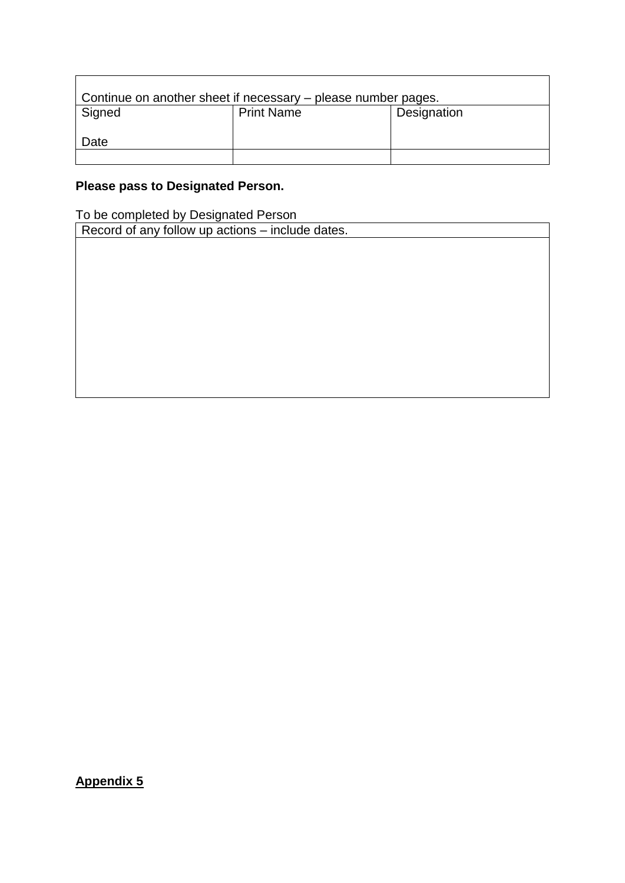| Continue on another sheet if necessary – please number pages. | | |
|---|---|---|
| Signed<br><br>Date | Print Name | Designation |
| | | |

**Please pass to Designated Person.**

To be completed by Designated Person

| Record of any follow up actions – include dates. |
|---|
| |

**Appendix 5**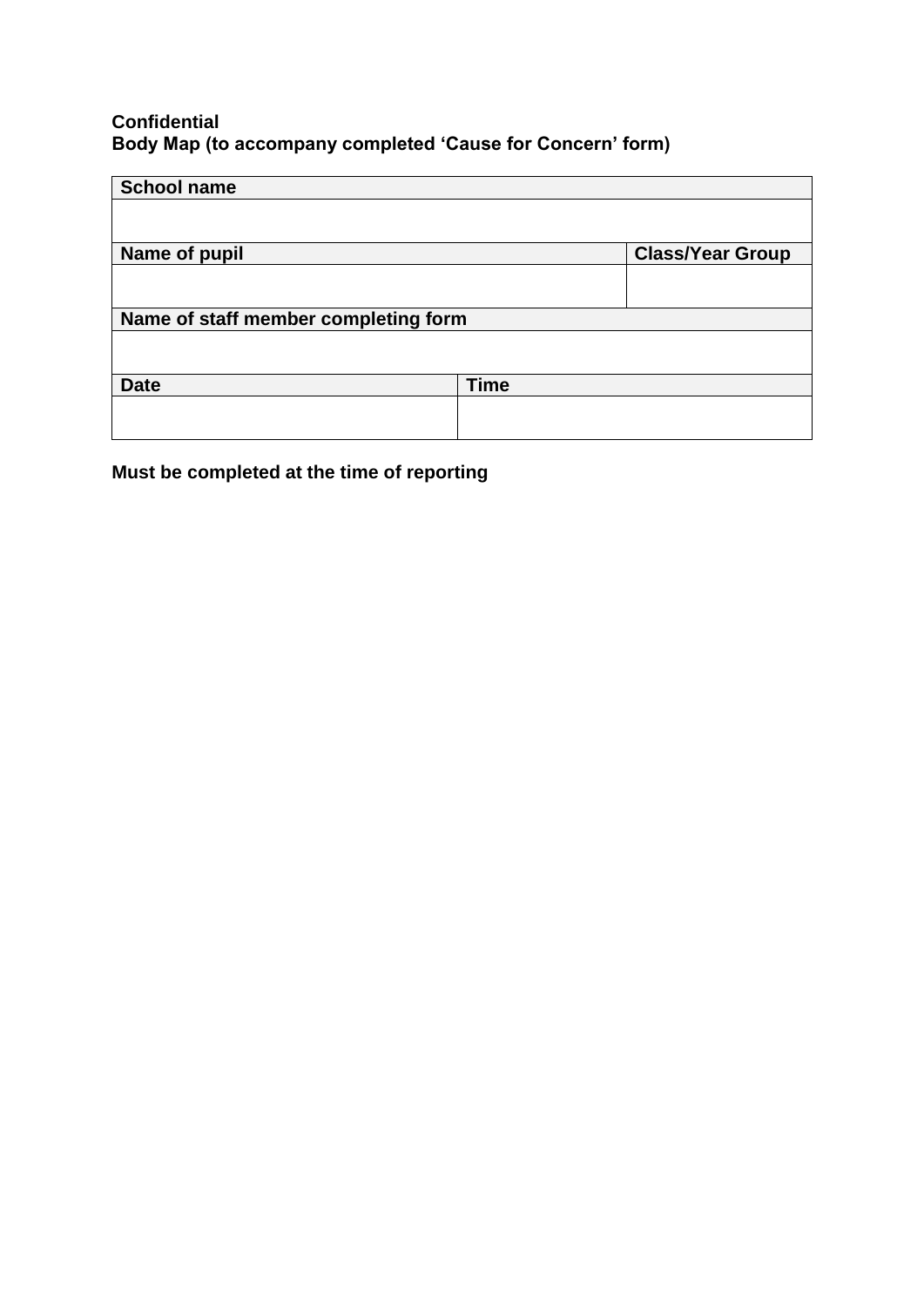**Confidential**
**Body Map (to accompany completed 'Cause for Concern' form)**

| **School name** | | |
|---|---|---|
| | | |
| **Name of pupil** | | **Class/Year Group** |
| | | |
| **Name of staff member completing form** | | |
| | | |
| **Date** | **Time** | |
| | | |

**Must be completed at the time of reporting**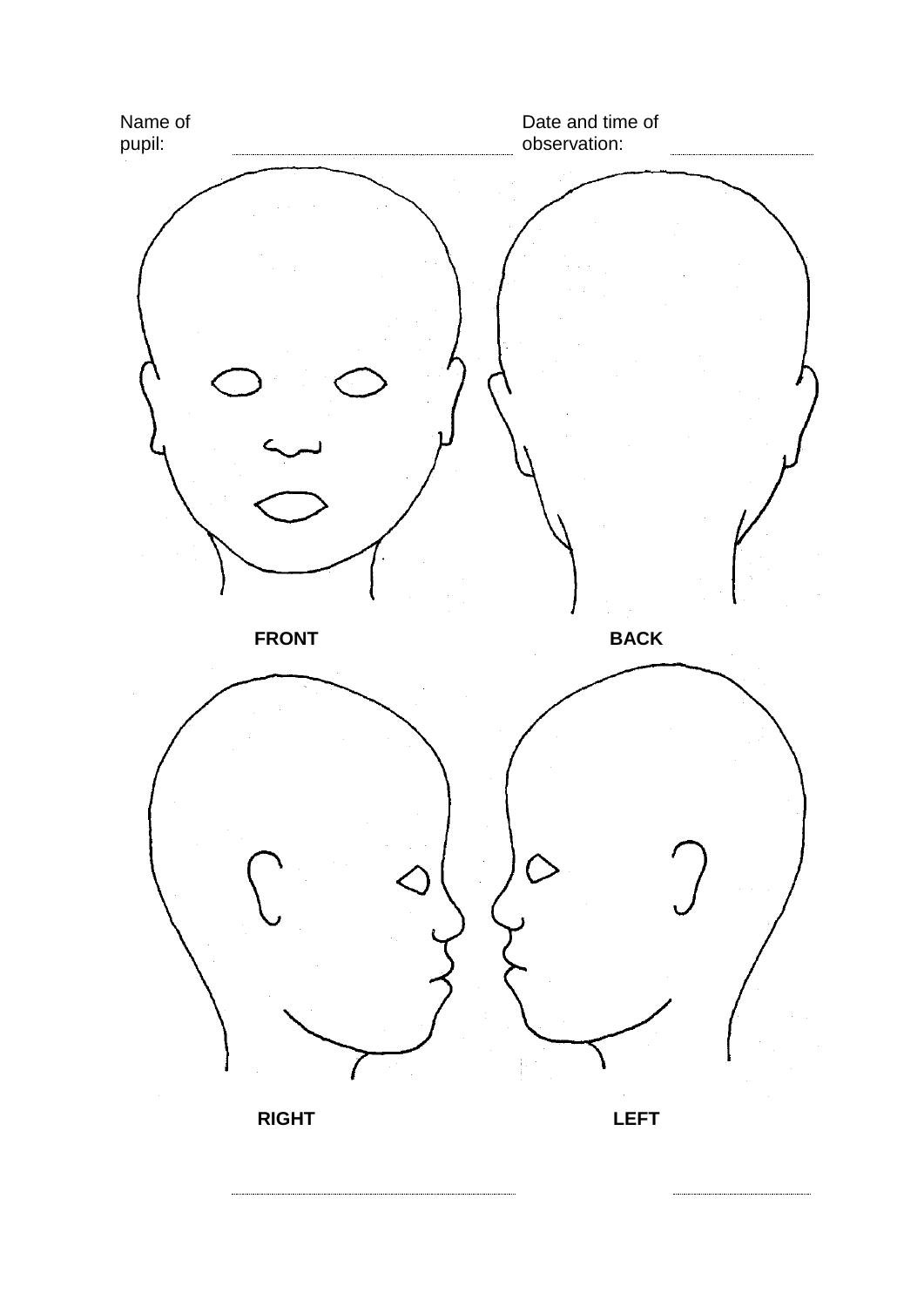Name of pupil: ..............................................................

Date and time of observation: ..............................

FRONT

BACK

RIGHT

LEFT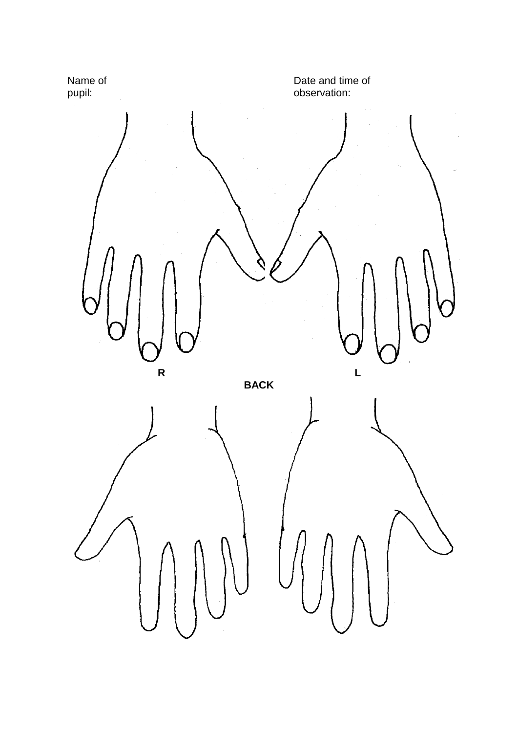Name of pupil:

Date and time of observation:

R

L

**BACK**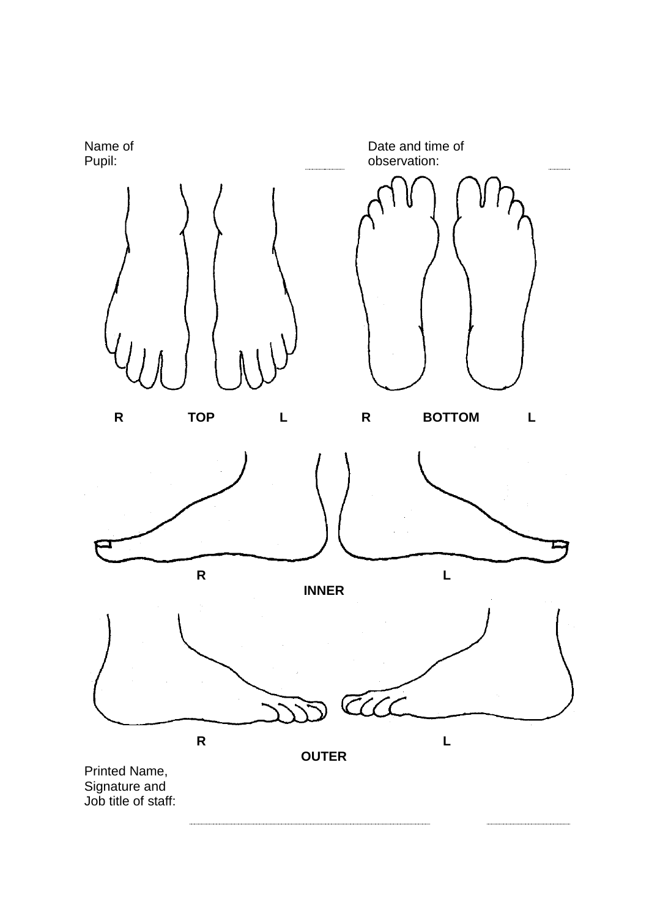Name of Pupil: ..........

Date and time of observation: ..........

R TOP L

R BOTTOM L

R L

INNER

R L

OUTER

Printed Name, Signature and Job title of staff: .......................................... ..........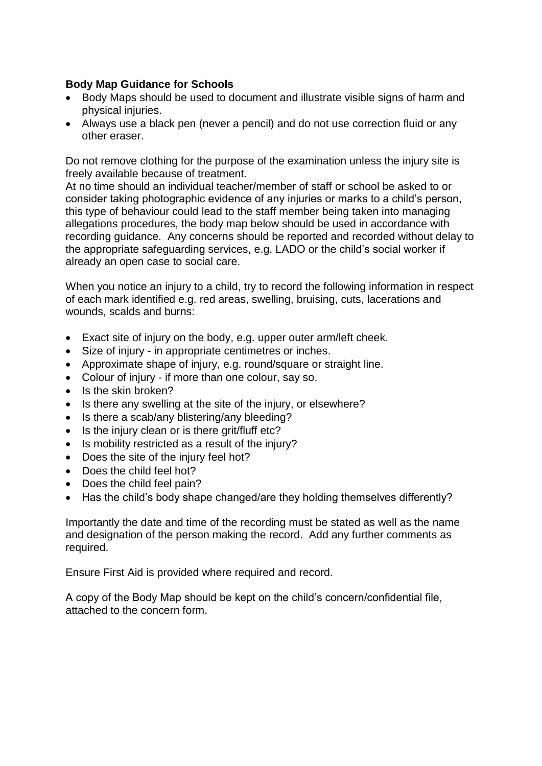**Body Map Guidance for Schools**

- Body Maps should be used to document and illustrate visible signs of harm and physical injuries.
- Always use a black pen (never a pencil) and do not use correction fluid or any other eraser.

Do not remove clothing for the purpose of the examination unless the injury site is freely available because of treatment.

At no time should an individual teacher/member of staff or school be asked to or consider taking photographic evidence of any injuries or marks to a child's person, this type of behaviour could lead to the staff member being taken into managing allegations procedures, the body map below should be used in accordance with recording guidance. Any concerns should be reported and recorded without delay to the appropriate safeguarding services, e.g. LADO or the child's social worker if already an open case to social care.

When you notice an injury to a child, try to record the following information in respect of each mark identified e.g. red areas, swelling, bruising, cuts, lacerations and wounds, scalds and burns:

- Exact site of injury on the body, e.g. upper outer arm/left cheek.
- Size of injury - in appropriate centimetres or inches.
- Approximate shape of injury, e.g. round/square or straight line.
- Colour of injury - if more than one colour, say so.
- Is the skin broken?
- Is there any swelling at the site of the injury, or elsewhere?
- Is there a scab/any blistering/any bleeding?
- Is the injury clean or is there grit/fluff etc?
- Is mobility restricted as a result of the injury?
- Does the site of the injury feel hot?
- Does the child feel hot?
- Does the child feel pain?
- Has the child's body shape changed/are they holding themselves differently?

Importantly the date and time of the recording must be stated as well as the name and designation of the person making the record. Add any further comments as required.

Ensure First Aid is provided where required and record.

A copy of the Body Map should be kept on the child's concern/confidential file, attached to the concern form.